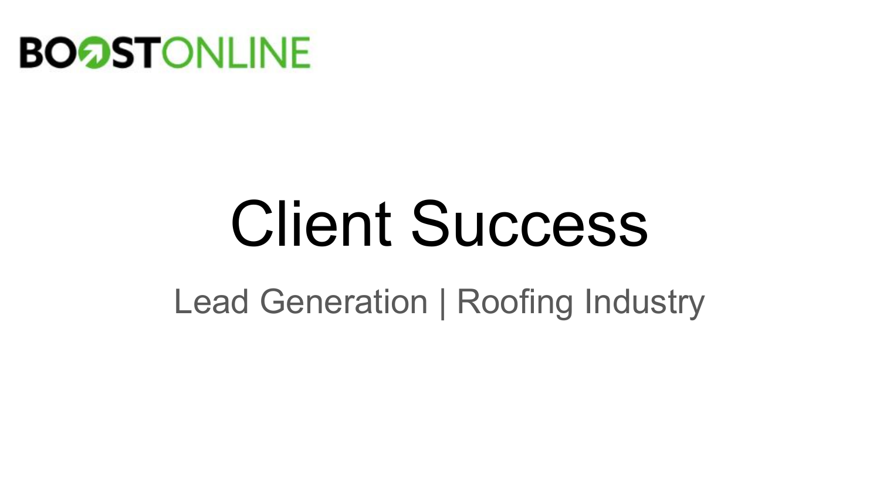BOOSTONLINE

# Client Success

## Lead Generation | Roofing Industry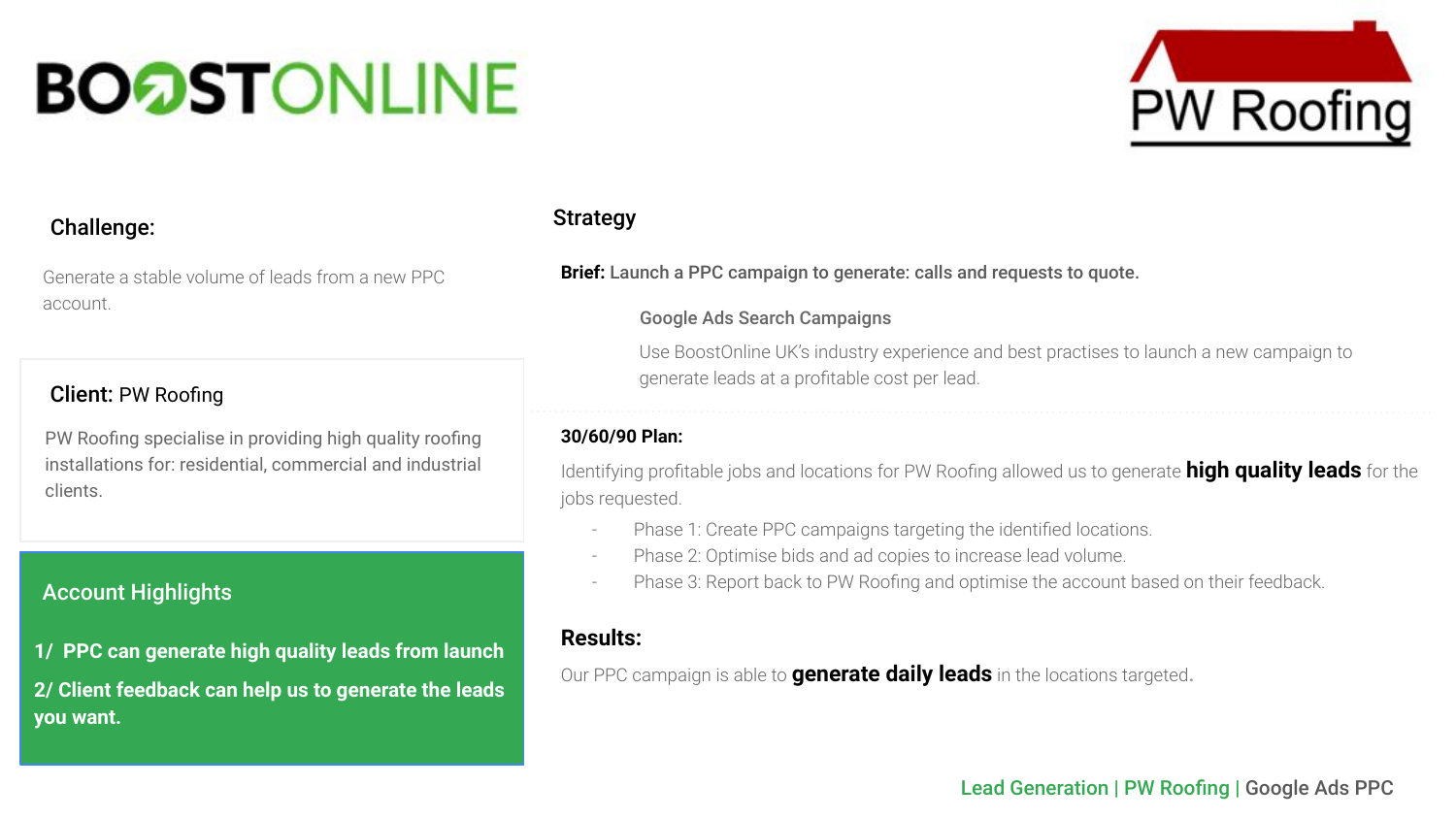BOOSTONLINE

PW Roofing

## Challenge:

Generate a stable volume of leads from a new PPC account.

## Client: PW Roofing

PW Roofing specialise in providing high quality roofing installations for: residential, commercial and industrial clients.

## Account Highlights

**1/ PPC can generate high quality leads from launch**

**2/ Client feedback can help us to generate the leads you want.**

## Strategy

**Brief:** Launch a PPC campaign to generate: calls and requests to quote.

### Google Ads Search Campaigns

Use BoostOnline UK's industry experience and best practises to launch a new campaign to generate leads at a profitable cost per lead.

### 30/60/90 Plan:

Identifying profitable jobs and locations for PW Roofing allowed us to generate **high quality leads** for the jobs requested.

- Phase 1: Create PPC campaigns targeting the identified locations.
- Phase 2: Optimise bids and ad copies to increase lead volume.
- Phase 3: Report back to PW Roofing and optimise the account based on their feedback.

## Results:

Our PPC campaign is able to **generate daily leads** in the locations targeted.

Lead Generation | PW Roofing | Google Ads PPC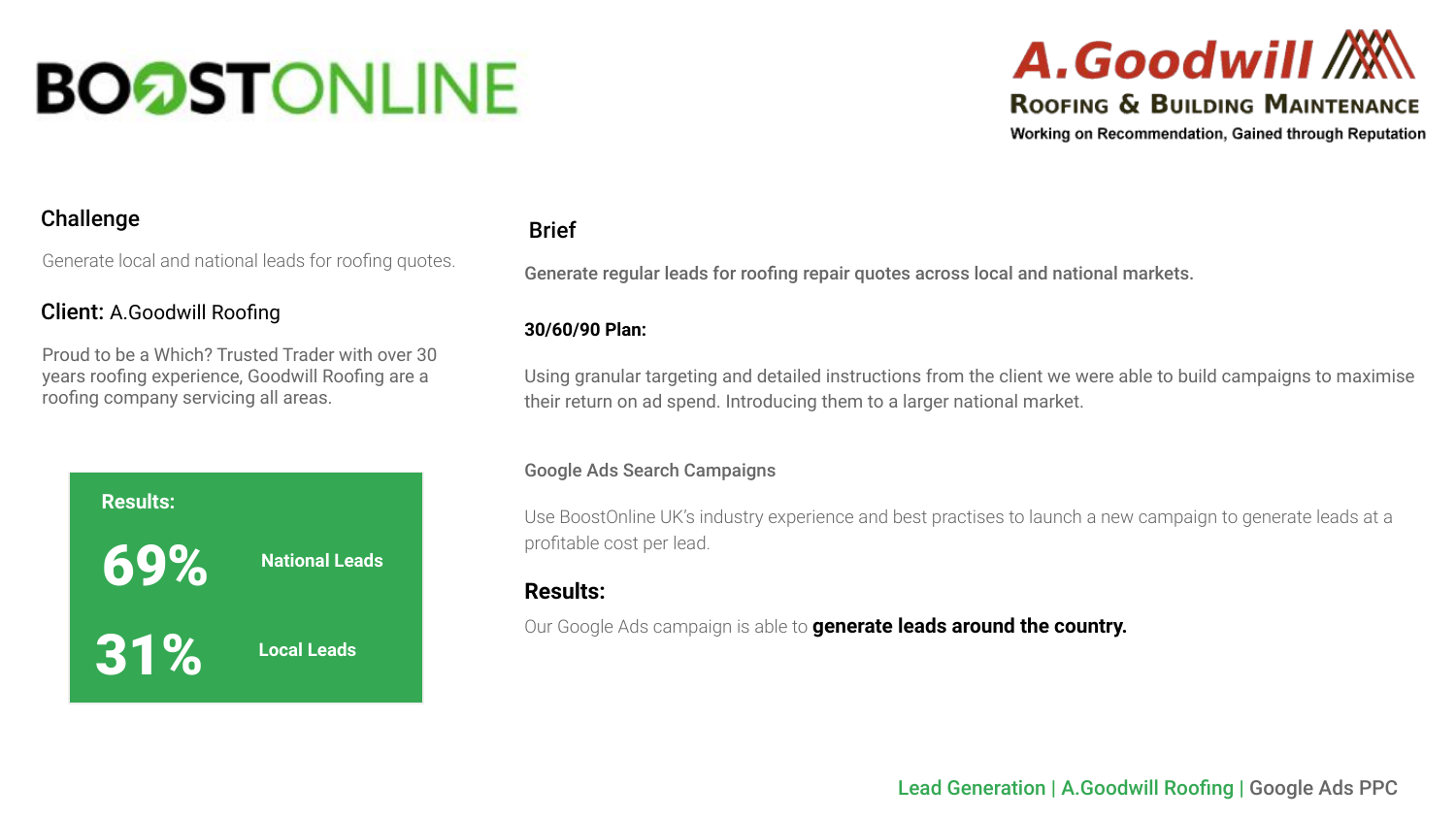# BOOSTONLINE

## A.Goodwill Roofing & Building Maintenance

Working on Recommendation, Gained through Reputation

### Challenge

Generate local and national leads for roofing quotes.

### Client: A.Goodwill Roofing

Proud to be a Which? Trusted Trader with over 30 years roofing experience, Goodwill Roofing are a roofing company servicing all areas.

**Results:**

| | |
|---|---|
| **69%** | **National Leads** |
| **31%** | **Local Leads** |

### Brief

**Generate regular leads for roofing repair quotes across local and national markets.**

**30/60/90 Plan:**

Using granular targeting and detailed instructions from the client we were able to build campaigns to maximise their return on ad spend. Introducing them to a larger national market.

Google Ads Search Campaigns

Use BoostOnline UK's industry experience and best practises to launch a new campaign to generate leads at a profitable cost per lead.

### Results:

Our Google Ads campaign is able to **generate leads around the country.**

Lead Generation | A.Goodwill Roofing | Google Ads PPC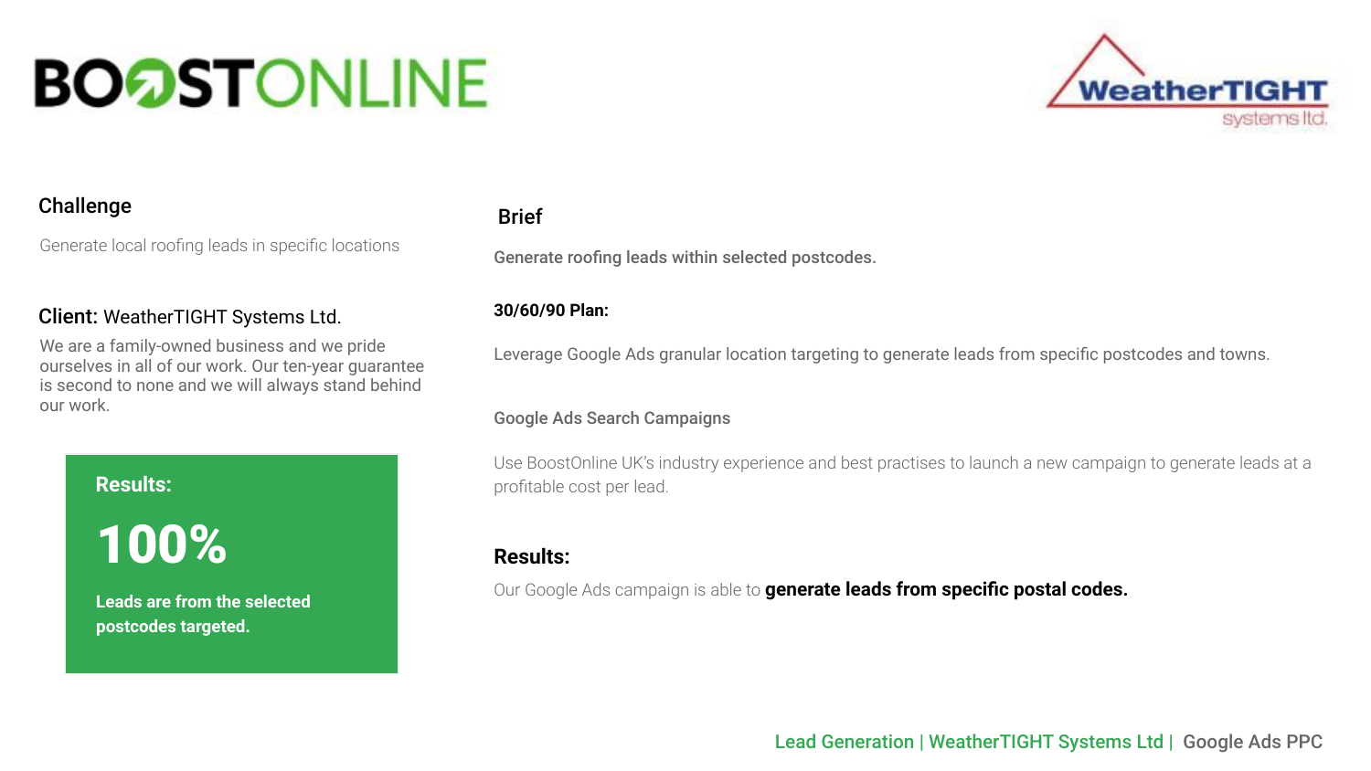BOOSTONLINE

WeatherTIGHT systems ltd.

## Challenge

Generate local roofing leads in specific locations

## Client: WeatherTIGHT Systems Ltd.

We are a family-owned business and we pride ourselves in all of our work. Our ten-year guarantee is second to none and we will always stand behind our work.

**Results:**

# 100%

**Leads are from the selected postcodes targeted.**

## Brief

**Generate roofing leads within selected postcodes.**

**30/60/90 Plan:**

Leverage Google Ads granular location targeting to generate leads from specific postcodes and towns.

Google Ads Search Campaigns

Use BoostOnline UK's industry experience and best practises to launch a new campaign to generate leads at a profitable cost per lead.

## Results:

Our Google Ads campaign is able to **generate leads from specific postal codes.**

Lead Generation | WeatherTIGHT Systems Ltd | Google Ads PPC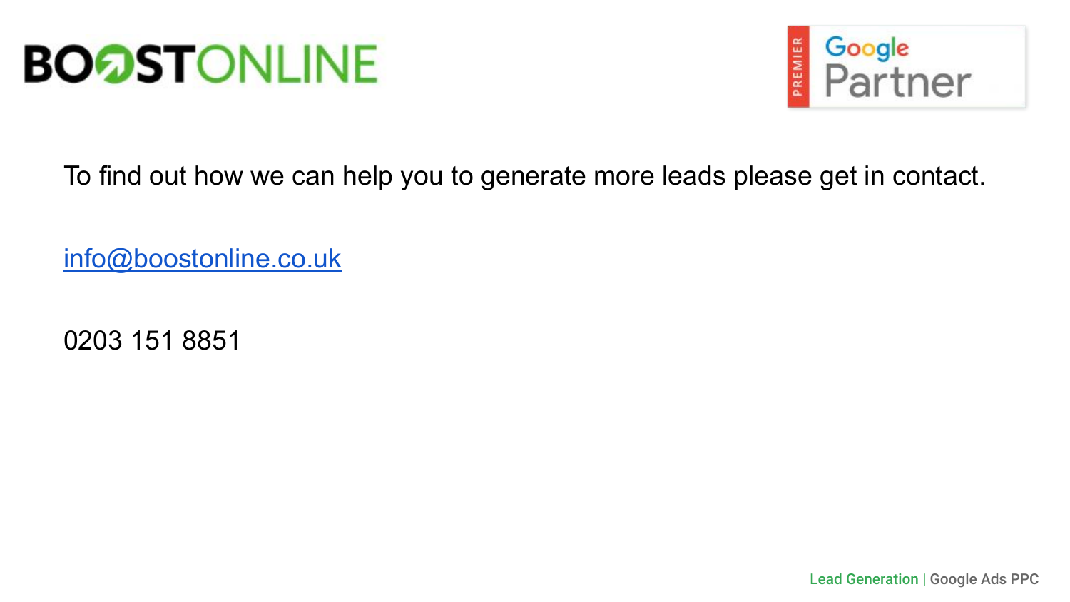BOOSTONLINE

PREMIER Google Partner

To find out how we can help you to generate more leads please get in contact.

info@boostonline.co.uk

0203 151 8851